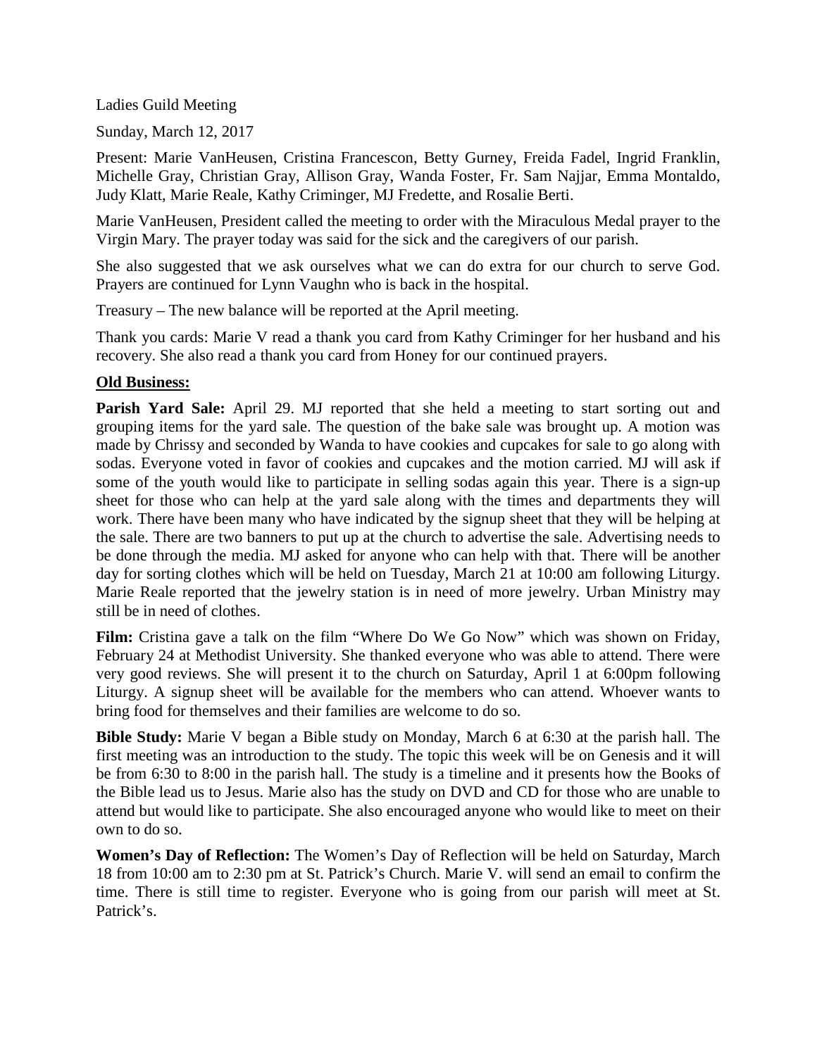Ladies Guild Meeting

Sunday, March 12, 2017

Present: Marie VanHeusen, Cristina Francescon, Betty Gurney, Freida Fadel, Ingrid Franklin, Michelle Gray, Christian Gray, Allison Gray, Wanda Foster, Fr. Sam Najjar, Emma Montaldo, Judy Klatt, Marie Reale, Kathy Criminger, MJ Fredette, and Rosalie Berti.

Marie VanHeusen, President called the meeting to order with the Miraculous Medal prayer to the Virgin Mary. The prayer today was said for the sick and the caregivers of our parish.

She also suggested that we ask ourselves what we can do extra for our church to serve God. Prayers are continued for Lynn Vaughn who is back in the hospital.

Treasury – The new balance will be reported at the April meeting.

Thank you cards: Marie V read a thank you card from Kathy Criminger for her husband and his recovery. She also read a thank you card from Honey for our continued prayers.

**Old Business:**

**Parish Yard Sale:** April 29. MJ reported that she held a meeting to start sorting out and grouping items for the yard sale. The question of the bake sale was brought up. A motion was made by Chrissy and seconded by Wanda to have cookies and cupcakes for sale to go along with sodas. Everyone voted in favor of cookies and cupcakes and the motion carried. MJ will ask if some of the youth would like to participate in selling sodas again this year. There is a sign-up sheet for those who can help at the yard sale along with the times and departments they will work. There have been many who have indicated by the signup sheet that they will be helping at the sale. There are two banners to put up at the church to advertise the sale. Advertising needs to be done through the media. MJ asked for anyone who can help with that. There will be another day for sorting clothes which will be held on Tuesday, March 21 at 10:00 am following Liturgy. Marie Reale reported that the jewelry station is in need of more jewelry. Urban Ministry may still be in need of clothes.

**Film:** Cristina gave a talk on the film "Where Do We Go Now" which was shown on Friday, February 24 at Methodist University. She thanked everyone who was able to attend. There were very good reviews. She will present it to the church on Saturday, April 1 at 6:00pm following Liturgy. A signup sheet will be available for the members who can attend. Whoever wants to bring food for themselves and their families are welcome to do so.

**Bible Study:** Marie V began a Bible study on Monday, March 6 at 6:30 at the parish hall. The first meeting was an introduction to the study. The topic this week will be on Genesis and it will be from 6:30 to 8:00 in the parish hall. The study is a timeline and it presents how the Books of the Bible lead us to Jesus. Marie also has the study on DVD and CD for those who are unable to attend but would like to participate. She also encouraged anyone who would like to meet on their own to do so.

**Women's Day of Reflection:** The Women's Day of Reflection will be held on Saturday, March 18 from 10:00 am to 2:30 pm at St. Patrick's Church. Marie V. will send an email to confirm the time. There is still time to register. Everyone who is going from our parish will meet at St. Patrick's.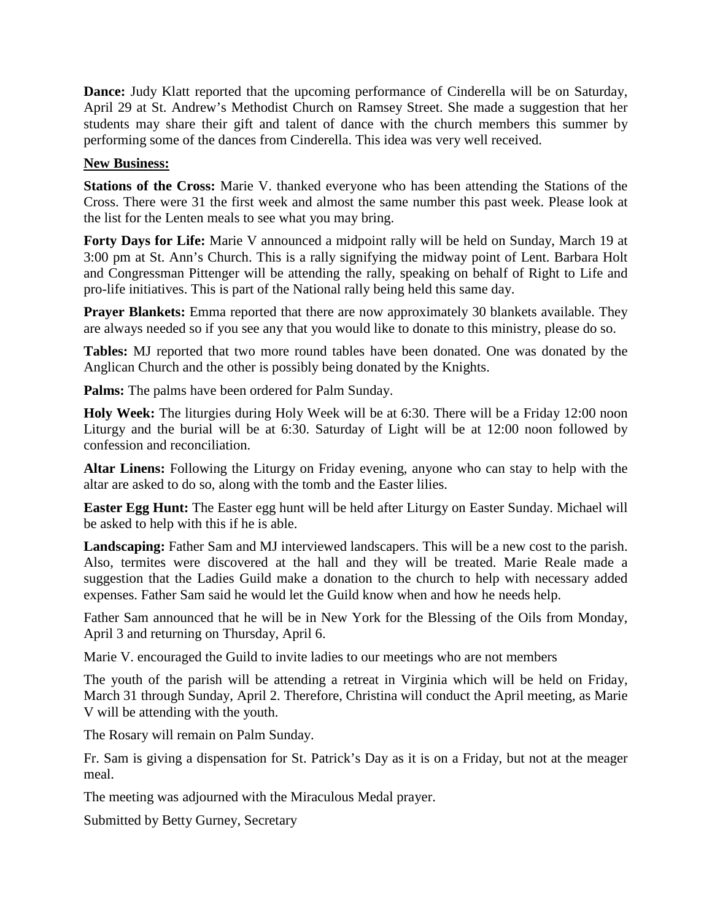**Dance:** Judy Klatt reported that the upcoming performance of Cinderella will be on Saturday, April 29 at St. Andrew's Methodist Church on Ramsey Street. She made a suggestion that her students may share their gift and talent of dance with the church members this summer by performing some of the dances from Cinderella. This idea was very well received.

**New Business:**

**Stations of the Cross:** Marie V. thanked everyone who has been attending the Stations of the Cross. There were 31 the first week and almost the same number this past week. Please look at the list for the Lenten meals to see what you may bring.

**Forty Days for Life:** Marie V announced a midpoint rally will be held on Sunday, March 19 at 3:00 pm at St. Ann's Church. This is a rally signifying the midway point of Lent. Barbara Holt and Congressman Pittenger will be attending the rally, speaking on behalf of Right to Life and pro-life initiatives. This is part of the National rally being held this same day.

**Prayer Blankets:** Emma reported that there are now approximately 30 blankets available. They are always needed so if you see any that you would like to donate to this ministry, please do so.

**Tables:** MJ reported that two more round tables have been donated. One was donated by the Anglican Church and the other is possibly being donated by the Knights.

**Palms:** The palms have been ordered for Palm Sunday.

**Holy Week:** The liturgies during Holy Week will be at 6:30. There will be a Friday 12:00 noon Liturgy and the burial will be at 6:30. Saturday of Light will be at 12:00 noon followed by confession and reconciliation.

**Altar Linens:** Following the Liturgy on Friday evening, anyone who can stay to help with the altar are asked to do so, along with the tomb and the Easter lilies.

**Easter Egg Hunt:** The Easter egg hunt will be held after Liturgy on Easter Sunday. Michael will be asked to help with this if he is able.

**Landscaping:** Father Sam and MJ interviewed landscapers. This will be a new cost to the parish. Also, termites were discovered at the hall and they will be treated. Marie Reale made a suggestion that the Ladies Guild make a donation to the church to help with necessary added expenses. Father Sam said he would let the Guild know when and how he needs help.

Father Sam announced that he will be in New York for the Blessing of the Oils from Monday, April 3 and returning on Thursday, April 6.

Marie V. encouraged the Guild to invite ladies to our meetings who are not members

The youth of the parish will be attending a retreat in Virginia which will be held on Friday, March 31 through Sunday, April 2. Therefore, Christina will conduct the April meeting, as Marie V will be attending with the youth.

The Rosary will remain on Palm Sunday.

Fr. Sam is giving a dispensation for St. Patrick's Day as it is on a Friday, but not at the meager meal.

The meeting was adjourned with the Miraculous Medal prayer.

Submitted by Betty Gurney, Secretary